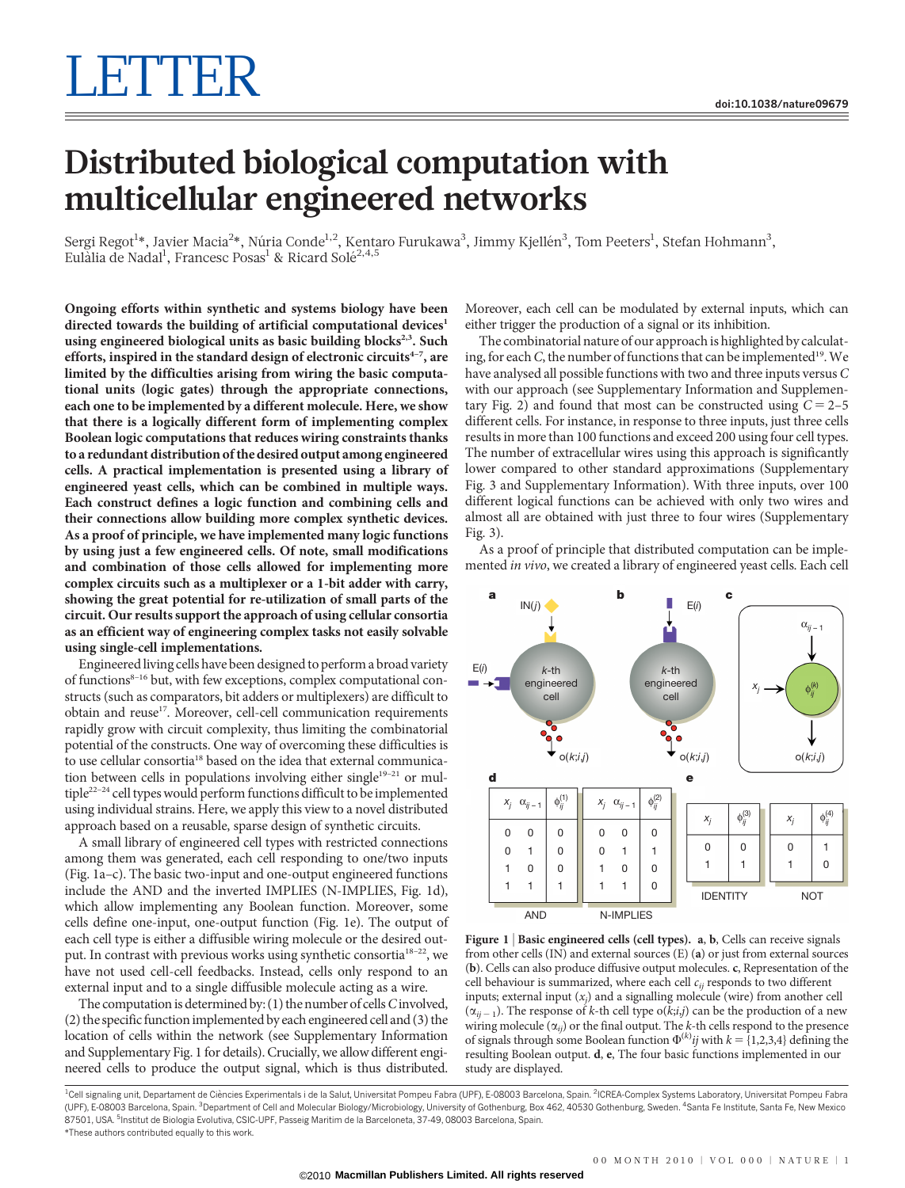# LETTER

# Distributed biological computation with multicellular engineered networks

Sergi Regot[1]*, Javier Macia[2]*, Núria Conde[1,2], Kentaro Furukawa[3], Jimmy Kjellén[3], Tom Peeters[1], Stefan Hohmann[3], Eulàlia de Nadal[1], Francesc Posas[1] & Ricard Solé[2,4,5]

**Ongoing efforts within synthetic and systems biology have been directed towards the building of artificial computational devices[1] using engineered biological units as basic building blocks[2,3]. Such efforts, inspired in the standard design of electronic circuits[4–7], are limited by the difficulties arising from wiring the basic computational units (logic gates) through the appropriate connections, each one to be implemented by a different molecule. Here, we show that there is a logically different form of implementing complex Boolean logic computations that reduces wiring constraints thanks to a redundant distribution of the desired output among engineered cells. A practical implementation is presented using a library of engineered yeast cells, which can be combined in multiple ways. Each construct defines a logic function and combining cells and their connections allow building more complex synthetic devices. As a proof of principle, we have implemented many logic functions by using just a few engineered cells. Of note, small modifications and combination of those cells allowed for implementing more complex circuits such as a multiplexer or a 1-bit adder with carry, showing the great potential for re-utilization of small parts of the circuit. Our results support the approach of using cellular consortia as an efficient way of engineering complex tasks not easily solvable using single-cell implementations.**

Engineered living cells have been designed to perform a broad variety of functions[8–16] but, with few exceptions, complex computational constructs (such as comparators, bit adders or multiplexers) are difficult to obtain and reuse[17]. Moreover, cell-cell communication requirements rapidly grow with circuit complexity, thus limiting the combinatorial potential of the constructs. One way of overcoming these difficulties is to use cellular consortia[18] based on the idea that external communication between cells in populations involving either single[19–21] or multiple[22–24] cell types would perform functions difficult to be implemented using individual strains. Here, we apply this view to a novel distributed approach based on a reusable, sparse design of synthetic circuits.

A small library of engineered cell types with restricted connections among them was generated, each cell responding to one/two inputs (Fig. 1a–c). The basic two-input and one-output engineered functions include the AND and the inverted IMPLIES (N-IMPLIES, Fig. 1d), which allow implementing any Boolean function. Moreover, some cells define one-input, one-output function (Fig. 1e). The output of each cell type is either a diffusible wiring molecule or the desired output. In contrast with previous works using synthetic consortia[18–22], we have not used cell-cell feedbacks. Instead, cells only respond to an external input and to a single diffusible molecule acting as a wire.

The computation is determined by: (1) the number of cells *C* involved, (2) the specific function implemented by each engineered cell and (3) the location of cells within the network (see Supplementary Information and Supplementary Fig. 1 for details). Crucially, we allow different engineered cells to produce the output signal, which is thus distributed. Moreover, each cell can be modulated by external inputs, which can either trigger the production of a signal or its inhibition.

The combinatorial nature of our approach is highlighted by calculating, for each *C*, the number of functions that can be implemented[19]. We have analysed all possible functions with two and three inputs versus *C* with our approach (see Supplementary Information and Supplementary Fig. 2) and found that most can be constructed using $C = 2$–$5$ different cells. For instance, in response to three inputs, just three cells results in more than 100 functions and exceed 200 using four cell types. The number of extracellular wires using this approach is significantly lower compared to other standard approximations (Supplementary Fig. 3 and Supplementary Information). With three inputs, over 100 different logical functions can be achieved with only two wires and almost all are obtained with just three to four wires (Supplementary Fig. 3).

As a proof of principle that distributed computation can be implemented *in vivo*, we created a library of engineered yeast cells. Each cell

**d**

AND

| $x_j$ | $\alpha_{ij-1}$ | $\phi_{ij}^{(1)}$ |
|---|---|---|
| 0 | 0 | 0 |
| 0 | 1 | 0 |
| 1 | 0 | 0 |
| 1 | 1 | 1 |

N-IMPLIES

| $x_j$ | $\alpha_{ij-1}$ | $\phi_{ij}^{(2)}$ |
|---|---|---|
| 0 | 0 | 0 |
| 0 | 1 | 1 |
| 1 | 0 | 0 |
| 1 | 1 | 0 |

**e**

IDENTITY

| $x_j$ | $\phi_{ij}^{(3)}$ |
|---|---|
| 0 | 0 |
| 1 | 1 |

NOT

| $x_j$ | $\phi_{ij}^{(4)}$ |
|---|---|
| 0 | 1 |
| 1 | 0 |

**Figure 1 | Basic engineered cells (cell types). a, b,** Cells can receive signals from other cells (IN) and external sources (E) (**a**) or just from external sources (**b**). Cells can also produce diffusive output molecules. **c**, Representation of the cell behaviour is summarized, where each cell $c_{ij}$ responds to two different inputs; external input ($x_j$) and a signalling molecule (wire) from another cell ($\alpha_{ij-1}$). The response of *k*-th cell type o(*k*;*i*,*j*) can be the production of a new wiring molecule ($\alpha_{ij}$) or the final output. The *k*-th cells respond to the presence of signals through some Boolean function $\Phi^{(k)}ij$ with $k = \{1,2,3,4\}$ defining the resulting Boolean output. **d**, **e**, The four basic functions implemented in our study are displayed.

[1]Cell signaling unit, Departament de Ciències Experimentals i de la Salut, Universitat Pompeu Fabra (UPF), E-08003 Barcelona, Spain. [2]ICREA-Complex Systems Laboratory, Universitat Pompeu Fabra (UPF), E-08003 Barcelona, Spain. [3]Department of Cell and Molecular Biology/Microbiology, University of Gothenburg, Box 462, 40530 Gothenburg, Sweden. [4]Santa Fe Institute, Santa Fe, New Mexico 87501, USA. [5]Institut de Biologia Evolutiva, CSIC-UPF, Passeig Maritim de la Barceloneta, 37-49, 08003 Barcelona, Spain.
*These authors contributed equally to this work.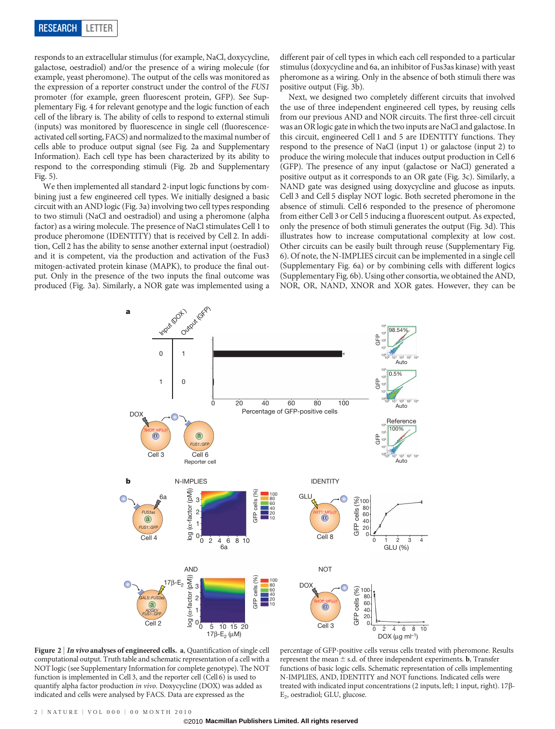responds to an extracellular stimulus (for example, NaCl, doxycycline, galactose, oestradiol) and/or the presence of a wiring molecule (for example, yeast pheromone). The output of the cells was monitored as the expression of a reporter construct under the control of the *FUS1* promoter (for example, green fluorescent protein, GFP). See Supplementary Fig. 4 for relevant genotype and the logic function of each cell of the library is. The ability of cells to respond to external stimuli (inputs) was monitored by fluorescence in single cell (fluorescence-activated cell sorting, FACS) and normalized to the maximal number of cells able to produce output signal (see Fig. 2a and Supplementary Information). Each cell type has been characterized by its ability to respond to the corresponding stimuli (Fig. 2b and Supplementary Fig. 5).

We then implemented all standard 2-input logic functions by combining just a few engineered cell types. We initially designed a basic circuit with an AND logic (Fig. 3a) involving two cell types responding to two stimuli (NaCl and oestradiol) and using a pheromone (alpha factor) as a wiring molecule. The presence of NaCl stimulates Cell 1 to produce pheromone (IDENTITY) that is received by Cell 2. In addition, Cell 2 has the ability to sense another external input (oestradiol) and it is competent, via the production and activation of the Fus3 mitogen-activated protein kinase (MAPK), to produce the final output. Only in the presence of the two inputs the final outcome was produced (Fig. 3a). Similarly, a NOR gate was implemented using a different pair of cell types in which each cell responded to a particular stimulus (doxycycline and 6a, an inhibitor of Fus3as kinase) with yeast pheromone as a wiring. Only in the absence of both stimuli there was positive output (Fig. 3b).

Next, we designed two completely different circuits that involved the use of three independent engineered cell types, by reusing cells from our previous AND and NOR circuits. The first three-cell circuit was an OR logic gate in which the two inputs are NaCl and galactose. In this circuit, engineered Cell 1 and 5 are IDENTITY functions. They respond to the presence of NaCl (input 1) or galactose (input 2) to produce the wiring molecule that induces output production in Cell 6 (GFP). The presence of any input (galactose or NaCl) generated a positive output as it corresponds to an OR gate (Fig. 3c). Similarly, a NAND gate was designed using doxycycline and glucose as inputs. Cell 3 and Cell 5 display NOT logic. Both secreted pheromone in the absence of stimuli. Cell 6 responded to the presence of pheromone from either Cell 3 or Cell 5 inducing a fluorescent output. As expected, only the presence of both stimuli generates the output (Fig. 3d). This illustrates how to increase computational complexity at low cost. Other circuits can be easily built through reuse (Supplementary Fig. 6). Of note, the N-IMPLIES circuit can be implemented in a single cell (Supplementary Fig. 6a) or by combining cells with different logics (Supplementary Fig. 6b). Using other consortia, we obtained the AND, NOR, OR, NAND, XNOR and XOR gates. However, they can be

**Figure 2 | *In vivo* analyses of engineered cells. a,** Quantification of single cell computational output. Truth table and schematic representation of a cell with a NOT logic (see Supplementary Information for complete genotype). The NOT function is implemented in Cell 3, and the reporter cell (Cell 6) is used to quantify alpha factor production *in vivo*. Doxycycline (DOX) was added as indicated and cells were analysed by FACS. Data are expressed as the percentage of GFP-positive cells versus cells treated with pheromone. Results represent the mean ± s.d. of three independent experiments. **b,** Transfer functions of basic logic cells. Schematic representation of cells implementing N-IMPLIES, AND, IDENTITY and NOT functions. Indicated cells were treated with indicated input concentrations (2 inputs, left; 1 input, right). 17β-$E_2$, oestradiol; GLU, glucose.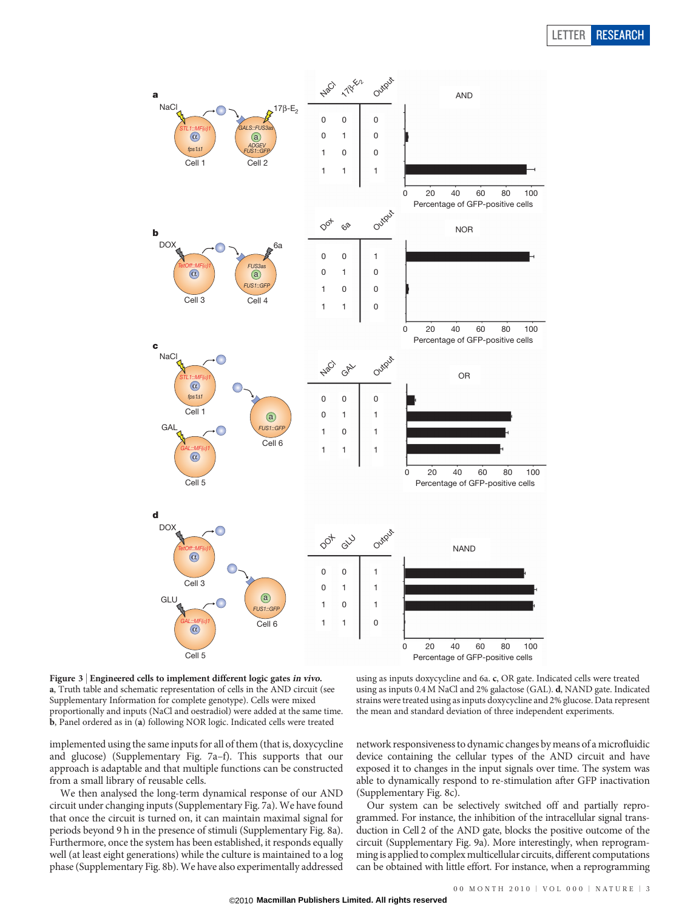**Figure 3 | Engineered cells to implement different logic gates *in vivo*.** **a**, Truth table and schematic representation of cells in the AND circuit (see Supplementary Information for complete genotype). Cells were mixed proportionally and inputs (NaCl and oestradiol) were added at the same time. **b**, Panel ordered as in (**a**) following NOR logic. Indicated cells were treated using as inputs doxycycline and 6a. **c**, OR gate. Indicated cells were treated using as inputs 0.4 M NaCl and 2% galactose (GAL). **d**, NAND gate. Indicated strains were treated using as inputs doxycycline and 2% glucose. Data represent the mean and standard deviation of three independent experiments.

implemented using the same inputs for all of them (that is, doxycycline and glucose) (Supplementary Fig. 7a–f). This supports that our approach is adaptable and that multiple functions can be constructed from a small library of reusable cells.

We then analysed the long-term dynamical response of our AND circuit under changing inputs (Supplementary Fig. 7a). We have found that once the circuit is turned on, it can maintain maximal signal for periods beyond 9 h in the presence of stimuli (Supplementary Fig. 8a). Furthermore, once the system has been established, it responds equally well (at least eight generations) while the culture is maintained to a log phase (Supplementary Fig. 8b). We have also experimentally addressed network responsiveness to dynamic changes by means of a microfluidic device containing the cellular types of the AND circuit and have exposed it to changes in the input signals over time. The system was able to dynamically respond to re-stimulation after GFP inactivation (Supplementary Fig. 8c).

Our system can be selectively switched off and partially reprogrammed. For instance, the inhibition of the intracellular signal transduction in Cell 2 of the AND gate, blocks the positive outcome of the circuit (Supplementary Fig. 9a). More interestingly, when reprogramming is applied to complex multicellular circuits, different computations can be obtained with little effort. For instance, when a reprogramming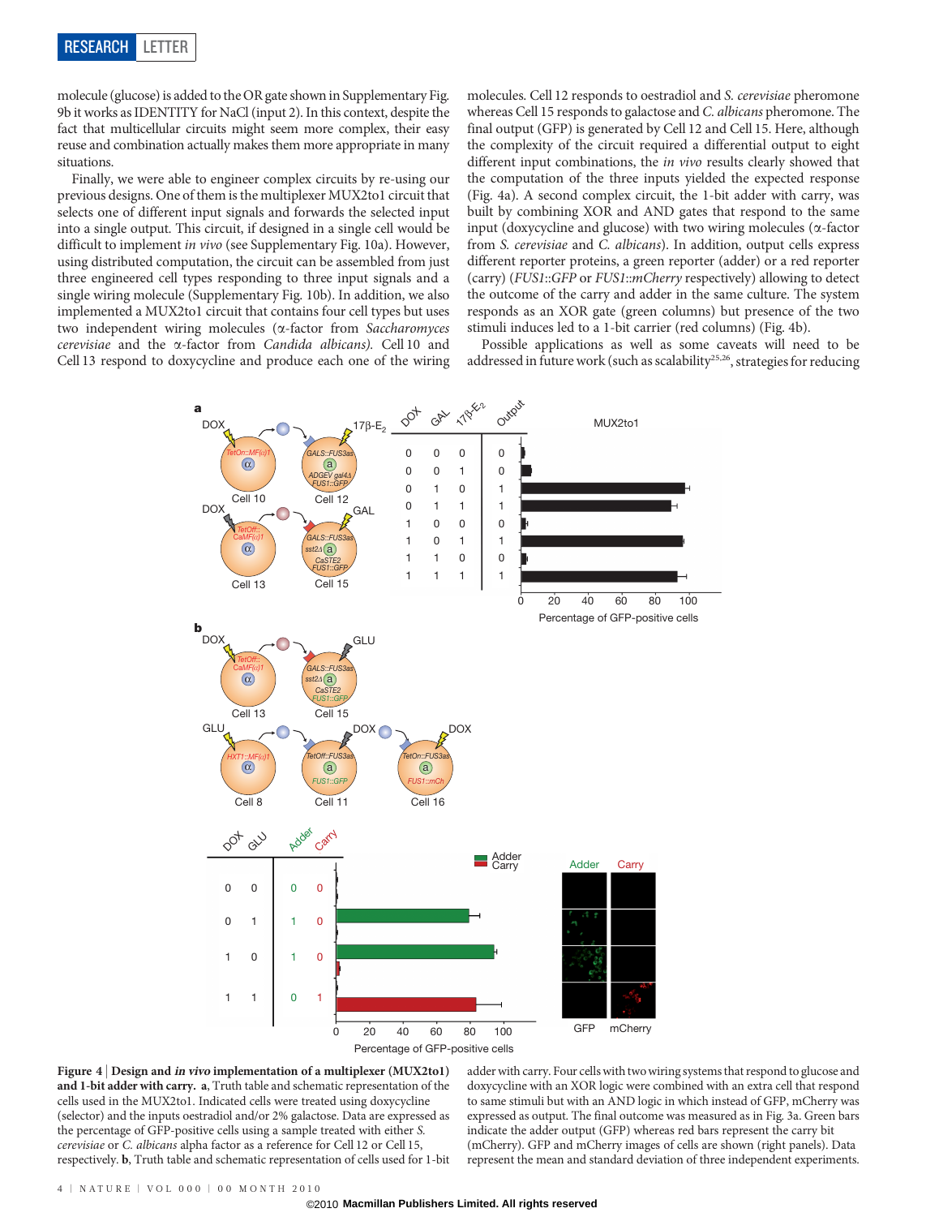molecule (glucose) is added to the OR gate shown in Supplementary Fig. 9b it works as IDENTITY for NaCl (input 2). In this context, despite the fact that multicellular circuits might seem more complex, their easy reuse and combination actually makes them more appropriate in many situations.

Finally, we were able to engineer complex circuits by re-using our previous designs. One of them is the multiplexer MUX2to1 circuit that selects one of different input signals and forwards the selected input into a single output. This circuit, if designed in a single cell would be difficult to implement *in vivo* (see Supplementary Fig. 10a). However, using distributed computation, the circuit can be assembled from just three engineered cell types responding to three input signals and a single wiring molecule (Supplementary Fig. 10b). In addition, we also implemented a MUX2to1 circuit that contains four cell types but uses two independent wiring molecules (α-factor from *Saccharomyces cerevisiae* and the α-factor from *Candida albicans*). Cell 10 and Cell 13 respond to doxycycline and produce each one of the wiring molecules. Cell 12 responds to oestradiol and *S. cerevisiae* pheromone whereas Cell 15 responds to galactose and *C. albicans* pheromone. The final output (GFP) is generated by Cell 12 and Cell 15. Here, although the complexity of the circuit required a differential output to eight different input combinations, the *in vivo* results clearly showed that the computation of the three inputs yielded the expected response (Fig. 4a). A second complex circuit, the 1-bit adder with carry, was built by combining XOR and AND gates that respond to the same input (doxycycline and glucose) with two wiring molecules (α-factor from *S. cerevisiae* and *C. albicans*). In addition, output cells express different reporter proteins, a green reporter (adder) or a red reporter (carry) (*FUS1::GFP* or *FUS1::mCherry* respectively) allowing to detect the outcome of the carry and adder in the same culture. The system responds as an XOR gate (green columns) but presence of the two stimuli induces led to a 1-bit carrier (red columns) (Fig. 4b).

Possible applications as well as some caveats will need to be addressed in future work (such as scalability[25,26], strategies for reducing

| DOX | GAL | 17β-E2 | Output |
|---|---|---|---|
| 0 | 0 | 0 | 0 |
| 0 | 0 | 1 | 0 |
| 0 | 1 | 0 | 1 |
| 0 | 1 | 1 | 1 |
| 1 | 0 | 0 | 0 |
| 1 | 0 | 1 | 1 |
| 1 | 1 | 0 | 0 |
| 1 | 1 | 1 | 1 |

| DOX | GLU | Adder | Carry |
|---|---|---|---|
| 0 | 0 | 0 | 0 |
| 0 | 1 | 1 | 0 |
| 1 | 0 | 1 | 0 |
| 1 | 1 | 0 | 1 |

**Figure 4 | Design and *in vivo* implementation of a multiplexer (MUX2to1) and 1-bit adder with carry. a**, Truth table and schematic representation of the cells used in the MUX2to1. Indicated cells were treated using doxycycline (selector) and the inputs oestradiol and/or 2% galactose. Data are expressed as the percentage of GFP-positive cells using a sample treated with either *S. cerevisiae* or *C. albicans* alpha factor as a reference for Cell 12 or Cell 15, respectively. **b**, Truth table and schematic representation of cells used for 1-bit adder with carry. Four cells with two wiring systems that respond to glucose and doxycycline with an XOR logic were combined with an extra cell that respond to same stimuli but with an AND logic in which instead of GFP, mCherry was expressed as output. The final outcome was measured as in Fig. 3a. Green bars indicate the adder output (GFP) whereas red bars represent the carry bit (mCherry). GFP and mCherry images of cells are shown (right panels). Data represent the mean and standard deviation of three independent experiments.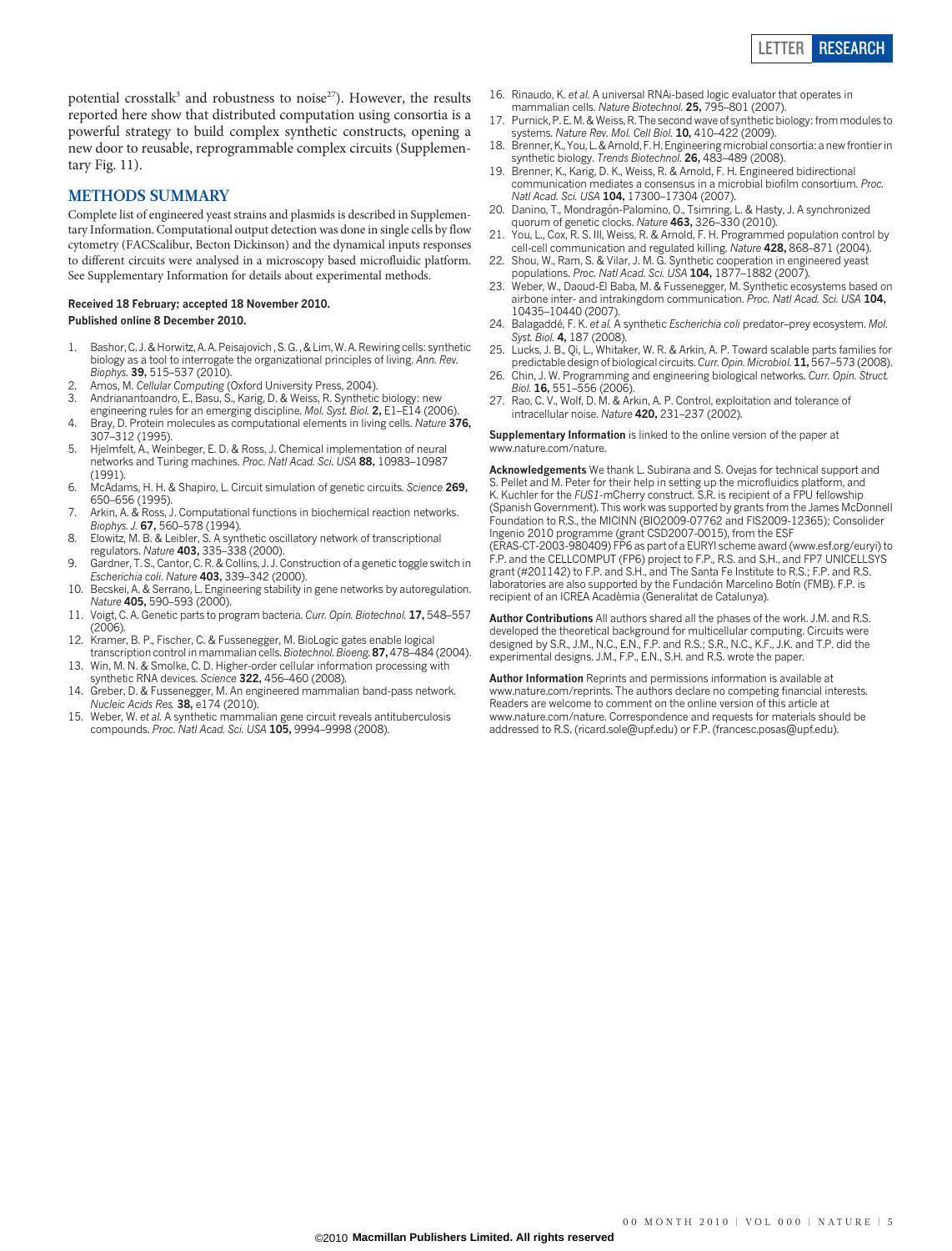potential crosstalk[3] and robustness to noise[27]). However, the results reported here show that distributed computation using consortia is a powerful strategy to build complex synthetic constructs, opening a new door to reusable, reprogrammable complex circuits (Supplementary Fig. 11).

## METHODS SUMMARY

Complete list of engineered yeast strains and plasmids is described in Supplementary Information. Computational output detection was done in single cells by flow cytometry (FACScalibur, Becton Dickinson) and the dynamical inputs responses to different circuits were analysed in a microscopy based microfluidic platform. See Supplementary Information for details about experimental methods.

**Received 18 February; accepted 18 November 2010.**
**Published online 8 December 2010.**

1. Bashor, C. J. & Horwitz, A. A. Peisajovich , S. G. , & Lim, W. A. Rewiring cells: synthetic biology as a tool to interrogate the organizational principles of living. *Ann. Rev. Biophys.* **39,** 515–537 (2010).
2. Amos, M. *Cellular Computing* (Oxford University Press, 2004).
3. Andrianantoandro, E., Basu, S., Karig, D. & Weiss, R. Synthetic biology: new engineering rules for an emerging discipline. *Mol. Syst. Biol.* **2,** E1–E14 (2006).
4. Bray, D. Protein molecules as computational elements in living cells. *Nature* **376,** 307–312 (1995).
5. Hjelmfelt, A., Weinbeger, E. D. & Ross, J. Chemical implementation of neural networks and Turing machines. *Proc. Natl Acad. Sci. USA* **88,** 10983–10987 (1991).
6. McAdams, H. H. & Shapiro, L. Circuit simulation of genetic circuits. *Science* **269,** 650–656 (1995).
7. Arkin, A. & Ross, J. Computational functions in biochemical reaction networks. *Biophys. J.* **67,** 560–578 (1994).
8. Elowitz, M. B. & Leibler, S. A synthetic oscillatory network of transcriptional regulators. *Nature* **403,** 335–338 (2000).
9. Gardner, T. S., Cantor, C. R. & Collins, J. J. Construction of a genetic toggle switch in *Escherichia coli*. *Nature* **403,** 339–342 (2000).
10. Becskei, A. & Serrano, L. Engineering stability in gene networks by autoregulation. *Nature* **405,** 590–593 (2000).
11. Voigt, C. A. Genetic parts to program bacteria. *Curr. Opin. Biotechnol.* **17,** 548–557 (2006).
12. Kramer, B. P., Fischer, C. & Fussenegger, M. BioLogic gates enable logical transcription control in mammalian cells. *Biotechnol. Bioeng.* **87,** 478–484 (2004).
13. Win, M. N. & Smolke, C. D. Higher-order cellular information processing with synthetic RNA devices. *Science* **322,** 456–460 (2008).
14. Greber, D. & Fussenegger, M. An engineered mammalian band-pass network. *Nucleic Acids Res.* **38,** e174 (2010).
15. Weber, W. *et al.* A synthetic mammalian gene circuit reveals antituberculosis compounds. *Proc. Natl Acad. Sci. USA* **105,** 9994–9998 (2008).
16. Rinaudo, K. *et al.* A universal RNAi-based logic evaluator that operates in mammalian cells. *Nature Biotechnol.* **25,** 795–801 (2007).
17. Purnick, P. E. M. & Weiss, R. The second wave of synthetic biology: from modules to systems. *Nature Rev. Mol. Cell Biol.* **10,** 410–422 (2009).
18. Brenner, K., You, L. & Arnold, F. H. Engineering microbial consortia: a new frontier in synthetic biology. *Trends Biotechnol.* **26,** 483–489 (2008).
19. Brenner, K., Karig, D. K., Weiss, R. & Arnold, F. H. Engineered bidirectional communication mediates a consensus in a microbial biofilm consortium. *Proc. Natl Acad. Sci. USA* **104,** 17300–17304 (2007).
20. Danino, T., Mondragón-Palomino, O., Tsimring, L. & Hasty, J. A synchronized quorum of genetic clocks. *Nature* **463,** 326–330 (2010).
21. You, L., Cox, R. S. III, Weiss, R. & Arnold, F. H. Programmed population control by cell-cell communication and regulated killing. *Nature* **428,** 868–871 (2004).
22. Shou, W., Ram, S. & Vilar, J. M. G. Synthetic cooperation in engineered yeast populations. *Proc. Natl Acad. Sci. USA* **104,** 1877–1882 (2007).
23. Weber, W., Daoud-El Baba, M. & Fussenegger, M. Synthetic ecosystems based on airbone inter- and intrakingdom communication. *Proc. Natl Acad. Sci. USA* **104,** 10435–10440 (2007).
24. Balagaddé, F. K. *et al.* A synthetic *Escherichia coli* predator–prey ecosystem. *Mol. Syst. Biol.* **4,** 187 (2008).
25. Lucks, J. B., Qi, L., Whitaker, W. R. & Arkin, A. P. Toward scalable parts families for predictable design of biological circuits. *Curr. Opin. Microbiol.* **11,** 567–573 (2008).
26. Chin, J. W. Programming and engineering biological networks. *Curr. Opin. Struct. Biol.* **16,** 551–556 (2006).
27. Rao, C. V., Wolf, D. M. & Arkin, A. P. Control, exploitation and tolerance of intracellular noise. *Nature* **420,** 231–237 (2002).

**Supplementary Information** is linked to the online version of the paper at www.nature.com/nature.

**Acknowledgements** We thank L. Subirana and S. Ovejas for technical support and S. Pellet and M. Peter for their help in setting up the microfluidics platform, and K. Kuchler for the *FUS1*-mCherry construct. S.R. is recipient of a FPU fellowship (Spanish Government). This work was supported by grants from the James McDonnell Foundation to R.S., the MICINN (BIO2009-07762 and FIS2009-12365); Consolider Ingenio 2010 programme (grant CSD2007-0015), from the ESF (ERAS-CT-2003-980409) FP6 as part of a EURYI scheme award (www.esf.org/euryi) to F.P. and the CELLCOMPUT (FP6) project to F.P., R.S. and S.H., and FP7 UNICELLSYS grant (#201142) to F.P. and S.H., and The Santa Fe Institute to R.S.; F.P. and R.S. laboratories are also supported by the Fundación Marcelino Botín (FMB). F.P. is recipient of an ICREA Acadèmia (Generalitat de Catalunya).

**Author Contributions** All authors shared all the phases of the work. J.M. and R.S. developed the theoretical background for multicellular computing. Circuits were designed by S.R., J.M., N.C., E.N., F.P. and R.S.; S.R., N.C., K.F., J.K. and T.P. did the experimental designs. J.M., F.P., E.N., S.H. and R.S. wrote the paper.

**Author Information** Reprints and permissions information is available at www.nature.com/reprints. The authors declare no competing financial interests. Readers are welcome to comment on the online version of this article at www.nature.com/nature. Correspondence and requests for materials should be addressed to R.S. (ricard.sole@upf.edu) or F.P. (francesc.posas@upf.edu).